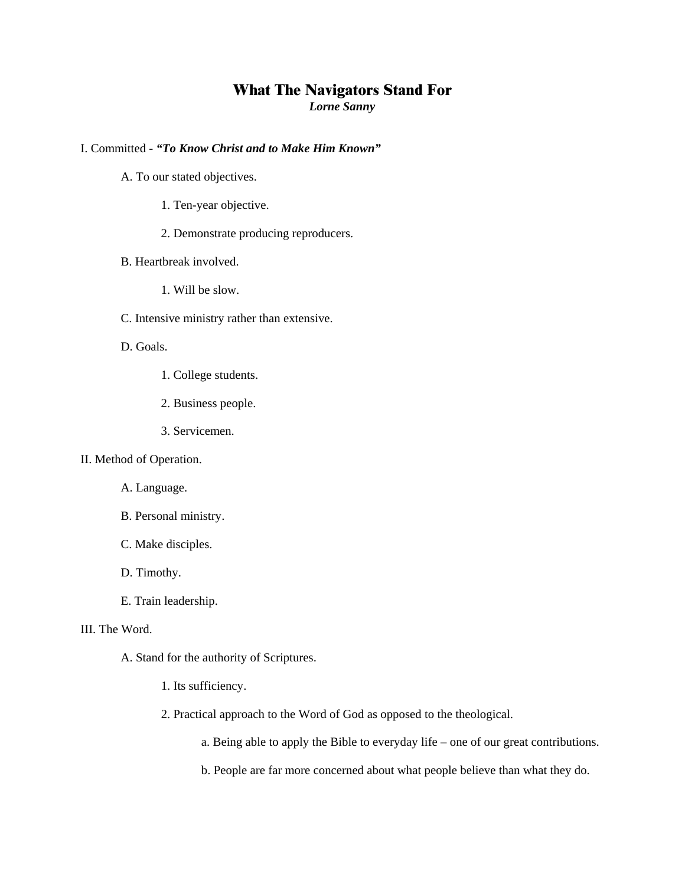# What The Navigators Stand For

***Lorne Sanny***

I. Committed - ***"To Know Christ and to Make Him Known"***

- A. To our stated objectives.
    - 1. Ten-year objective.
    - 2. Demonstrate producing reproducers.
- B. Heartbreak involved.
    - 1. Will be slow.
- C. Intensive ministry rather than extensive.
- D. Goals.
    - 1. College students.
    - 2. Business people.
    - 3. Servicemen.

II. Method of Operation.

- A. Language.
- B. Personal ministry.
- C. Make disciples.
- D. Timothy.
- E. Train leadership.

III. The Word.

- A. Stand for the authority of Scriptures.
    - 1. Its sufficiency.
    - 2. Practical approach to the Word of God as opposed to the theological.
        - a. Being able to apply the Bible to everyday life – one of our great contributions.
        - b. People are far more concerned about what people believe than what they do.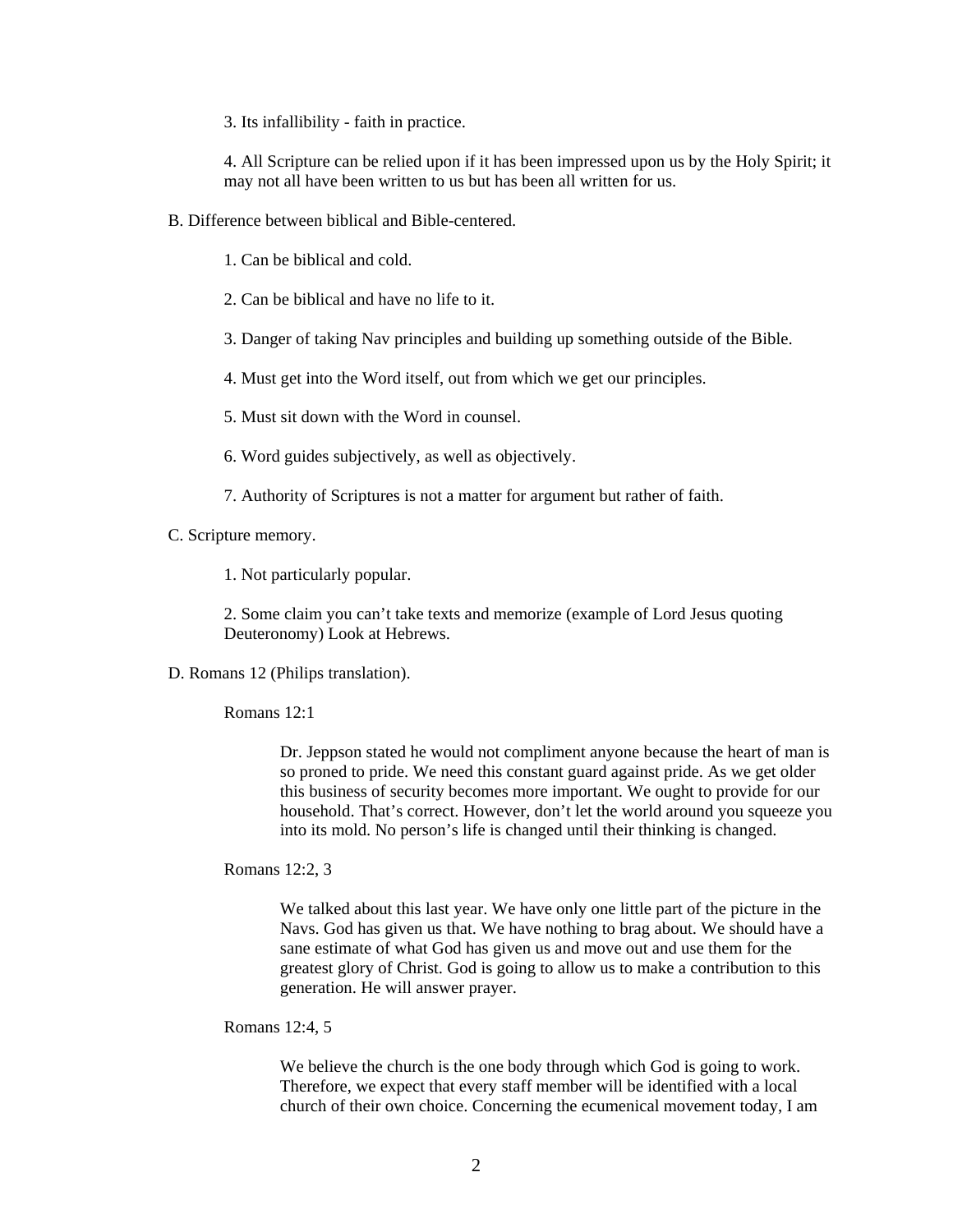3. Its infallibility - faith in practice.

4. All Scripture can be relied upon if it has been impressed upon us by the Holy Spirit; it may not all have been written to us but has been all written for us.

B. Difference between biblical and Bible-centered.

1. Can be biblical and cold.

2. Can be biblical and have no life to it.

3. Danger of taking Nav principles and building up something outside of the Bible.

4. Must get into the Word itself, out from which we get our principles.

5. Must sit down with the Word in counsel.

6. Word guides subjectively, as well as objectively.

7. Authority of Scriptures is not a matter for argument but rather of faith.

C. Scripture memory.

1. Not particularly popular.

2. Some claim you can't take texts and memorize (example of Lord Jesus quoting Deuteronomy) Look at Hebrews.

D. Romans 12 (Philips translation).

Romans 12:1

> Dr. Jeppson stated he would not compliment anyone because the heart of man is so proned to pride. We need this constant guard against pride. As we get older this business of security becomes more important. We ought to provide for our household. That's correct. However, don't let the world around you squeeze you into its mold. No person's life is changed until their thinking is changed.

Romans 12:2, 3

> We talked about this last year. We have only one little part of the picture in the Navs. God has given us that. We have nothing to brag about. We should have a sane estimate of what God has given us and move out and use them for the greatest glory of Christ. God is going to allow us to make a contribution to this generation. He will answer prayer.

Romans 12:4, 5

> We believe the church is the one body through which God is going to work. Therefore, we expect that every staff member will be identified with a local church of their own choice. Concerning the ecumenical movement today, I am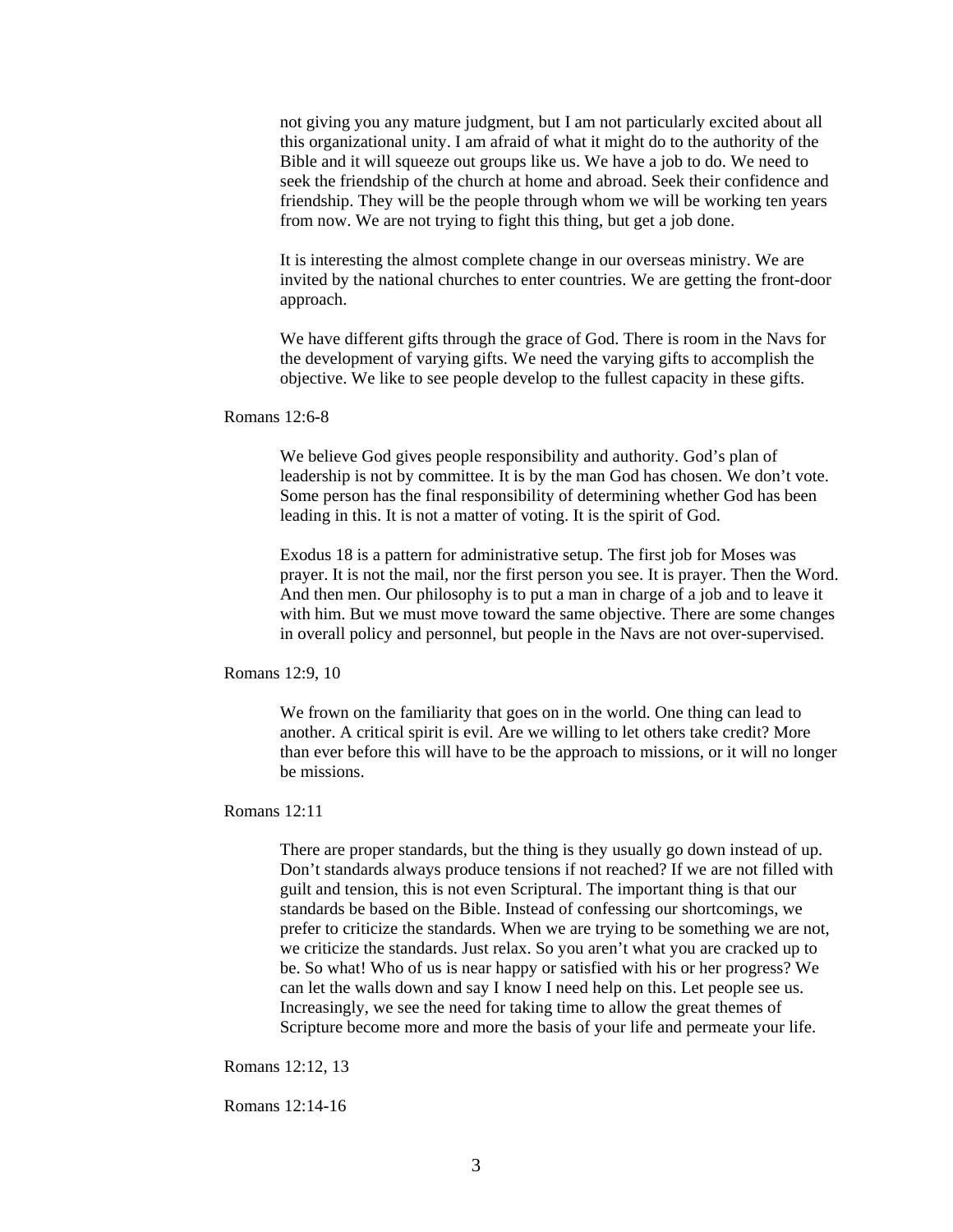not giving you any mature judgment, but I am not particularly excited about all this organizational unity. I am afraid of what it might do to the authority of the Bible and it will squeeze out groups like us. We have a job to do. We need to seek the friendship of the church at home and abroad. Seek their confidence and friendship. They will be the people through whom we will be working ten years from now. We are not trying to fight this thing, but get a job done.

It is interesting the almost complete change in our overseas ministry. We are invited by the national churches to enter countries. We are getting the front-door approach.

We have different gifts through the grace of God. There is room in the Navs for the development of varying gifts. We need the varying gifts to accomplish the objective. We like to see people develop to the fullest capacity in these gifts.

Romans 12:6-8

We believe God gives people responsibility and authority. God's plan of leadership is not by committee. It is by the man God has chosen. We don't vote. Some person has the final responsibility of determining whether God has been leading in this. It is not a matter of voting. It is the spirit of God.

Exodus 18 is a pattern for administrative setup. The first job for Moses was prayer. It is not the mail, nor the first person you see. It is prayer. Then the Word. And then men. Our philosophy is to put a man in charge of a job and to leave it with him. But we must move toward the same objective. There are some changes in overall policy and personnel, but people in the Navs are not over-supervised.

Romans 12:9, 10

We frown on the familiarity that goes on in the world. One thing can lead to another. A critical spirit is evil. Are we willing to let others take credit? More than ever before this will have to be the approach to missions, or it will no longer be missions.

Romans 12:11

There are proper standards, but the thing is they usually go down instead of up. Don't standards always produce tensions if not reached? If we are not filled with guilt and tension, this is not even Scriptural. The important thing is that our standards be based on the Bible. Instead of confessing our shortcomings, we prefer to criticize the standards. When we are trying to be something we are not, we criticize the standards. Just relax. So you aren't what you are cracked up to be. So what! Who of us is near happy or satisfied with his or her progress? We can let the walls down and say I know I need help on this. Let people see us. Increasingly, we see the need for taking time to allow the great themes of Scripture become more and more the basis of your life and permeate your life.

Romans 12:12, 13

Romans 12:14-16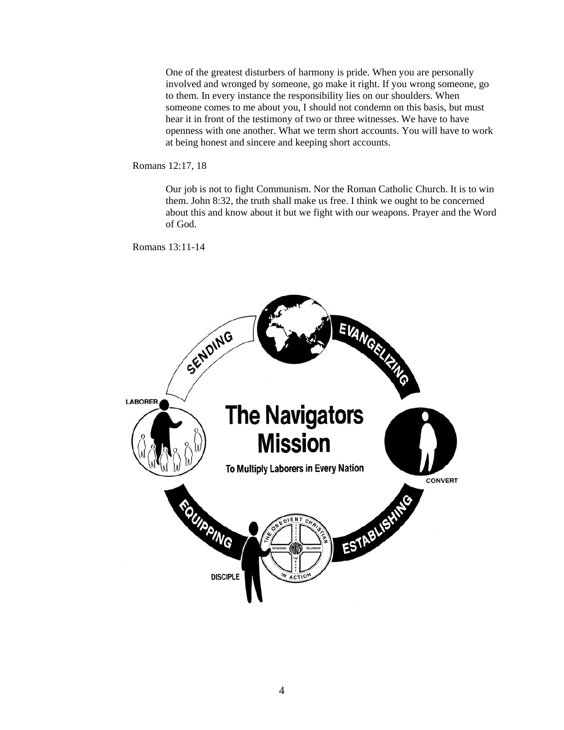One of the greatest disturbers of harmony is pride. When you are personally involved and wronged by someone, go make it right. If you wrong someone, go to them. In every instance the responsibility lies on our shoulders. When someone comes to me about you, I should not condemn on this basis, but must hear it in front of the testimony of two or three witnesses. We have to have openness with one another. What we term short accounts. You will have to work at being honest and sincere and keeping short accounts.

Romans 12:17, 18

Our job is not to fight Communism. Nor the Roman Catholic Church. It is to win them. John 8:32, the truth shall make us free. I think we ought to be concerned about this and know about it but we fight with our weapons. Prayer and the Word of God.

Romans 13:11-14

SENDING

EVANGELIZING

LABORER

The Navigators Mission

To Multiply Laborers in Every Nation

CONVERT

EQUIPPING

ESTABLISHING

THE OBEDIENT CHRISTIAN IN ACTION

PRAYER

WITNESSING

CHRIST

FELLOWSHIP

THE WORD

DISCIPLE